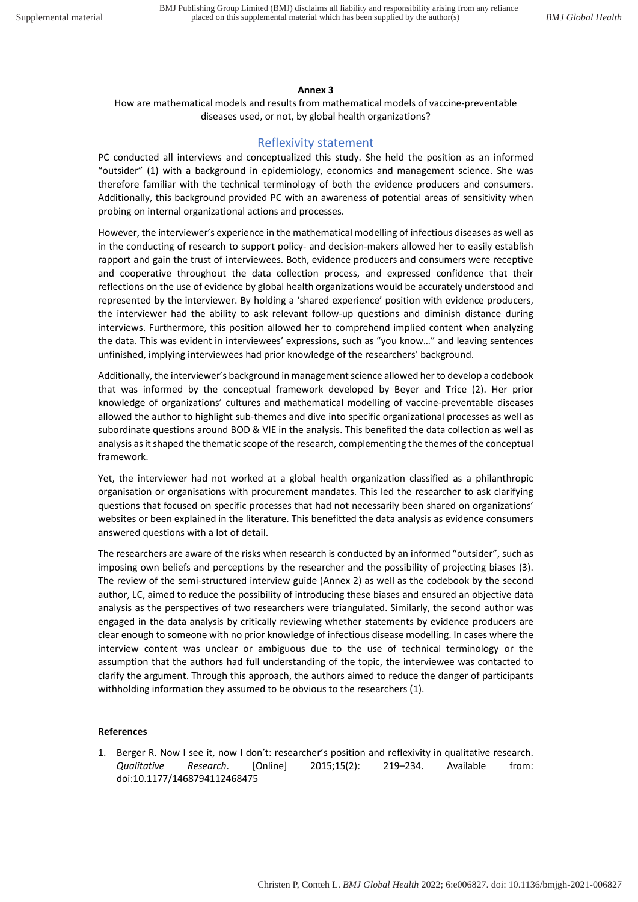**Annex 3**

How are mathematical models and results from mathematical models of vaccine-preventable diseases used, or not, by global health organizations?

## Reflexivity statement

PC conducted all interviews and conceptualized this study. She held the position as an informed "outsider" (1) with a background in epidemiology, economics and management science. She was therefore familiar with the technical terminology of both the evidence producers and consumers. Additionally, this background provided PC with an awareness of potential areas of sensitivity when probing on internal organizational actions and processes.

However, the interviewer's experience in the mathematical modelling of infectious diseases as well as in the conducting of research to support policy- and decision-makers allowed her to easily establish rapport and gain the trust of interviewees. Both, evidence producers and consumers were receptive and cooperative throughout the data collection process, and expressed confidence that their reflections on the use of evidence by global health organizations would be accurately understood and represented by the interviewer. By holding a 'shared experience' position with evidence producers, the interviewer had the ability to ask relevant follow-up questions and diminish distance during interviews. Furthermore, this position allowed her to comprehend implied content when analyzing the data. This was evident in interviewees' expressions, such as "you know…" and leaving sentences unfinished, implying interviewees had prior knowledge of the researchers' background.

Additionally, the interviewer's background in management science allowed her to develop a codebook that was informed by the conceptual framework developed by Beyer and Trice (2). Her prior knowledge of organizations' cultures and mathematical modelling of vaccine-preventable diseases allowed the author to highlight sub-themes and dive into specific organizational processes as well as subordinate questions around BOD & VIE in the analysis. This benefited the data collection as well as analysis as it shaped the thematic scope of the research, complementing the themes of the conceptual framework.

Yet, the interviewer had not worked at a global health organization classified as a philanthropic organisation or organisations with procurement mandates. This led the researcher to ask clarifying questions that focused on specific processes that had not necessarily been shared on organizations' websites or been explained in the literature. This benefitted the data analysis as evidence consumers answered questions with a lot of detail.

The researchers are aware of the risks when research is conducted by an informed "outsider", such as imposing own beliefs and perceptions by the researcher and the possibility of projecting biases (3). The review of the semi-structured interview guide (Annex 2) as well as the codebook by the second author, LC, aimed to reduce the possibility of introducing these biases and ensured an objective data analysis as the perspectives of two researchers were triangulated. Similarly, the second author was engaged in the data analysis by critically reviewing whether statements by evidence producers are clear enough to someone with no prior knowledge of infectious disease modelling. In cases where the interview content was unclear or ambiguous due to the use of technical terminology or the assumption that the authors had full understanding of the topic, the interviewee was contacted to clarify the argument. Through this approach, the authors aimed to reduce the danger of participants withholding information they assumed to be obvious to the researchers (1).

**References**

1. Berger R. Now I see it, now I don't: researcher's position and reflexivity in qualitative research. *Qualitative Research*. [Online] 2015;15(2): 219–234. Available from: doi:10.1177/1468794112468475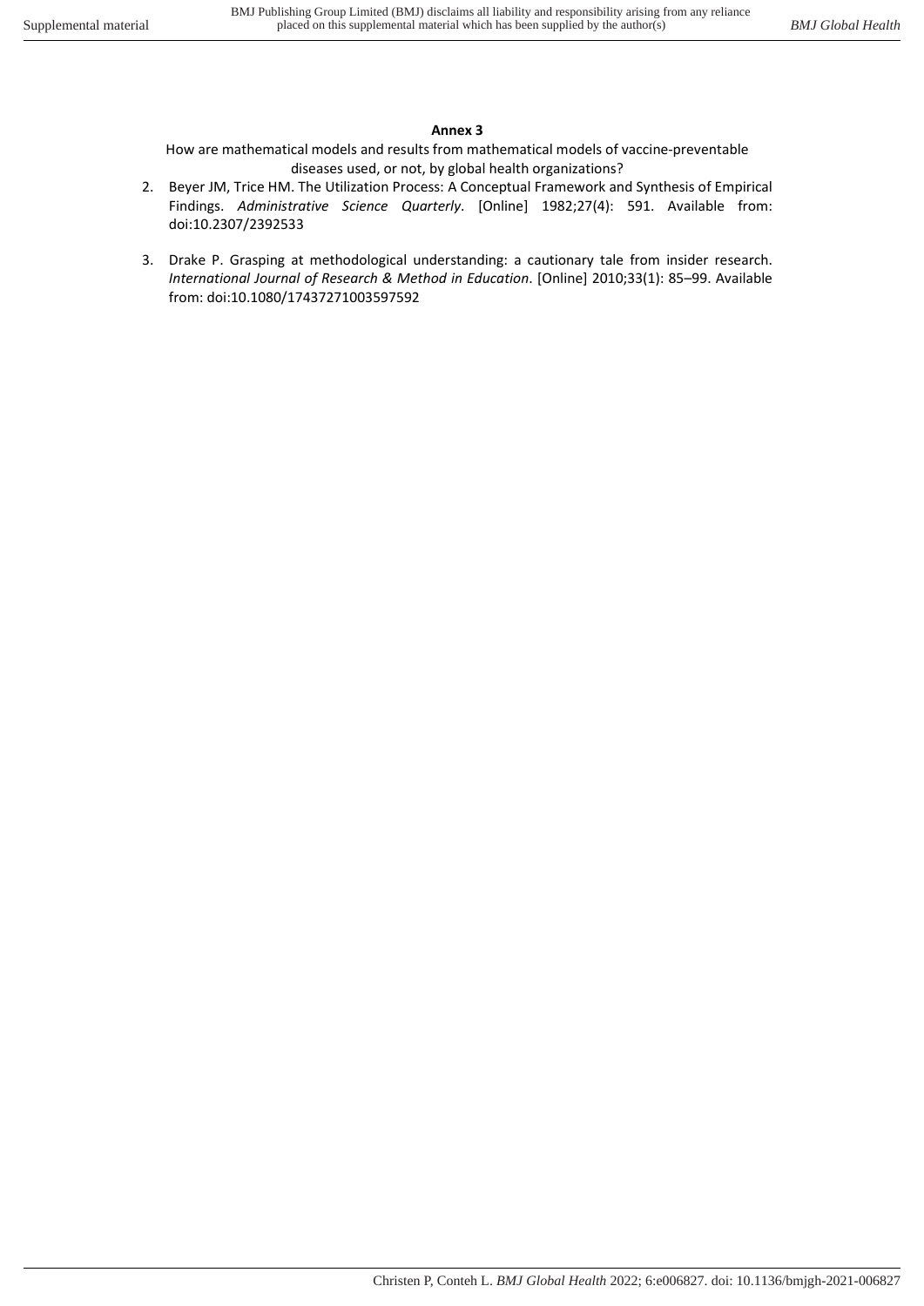**Annex 3**

How are mathematical models and results from mathematical models of vaccine-preventable diseases used, or not, by global health organizations?

2. Beyer JM, Trice HM. The Utilization Process: A Conceptual Framework and Synthesis of Empirical Findings. *Administrative Science Quarterly*. [Online] 1982;27(4): 591. Available from: doi:10.2307/2392533

3. Drake P. Grasping at methodological understanding: a cautionary tale from insider research. *International Journal of Research & Method in Education*. [Online] 2010;33(1): 85–99. Available from: doi:10.1080/17437271003597592